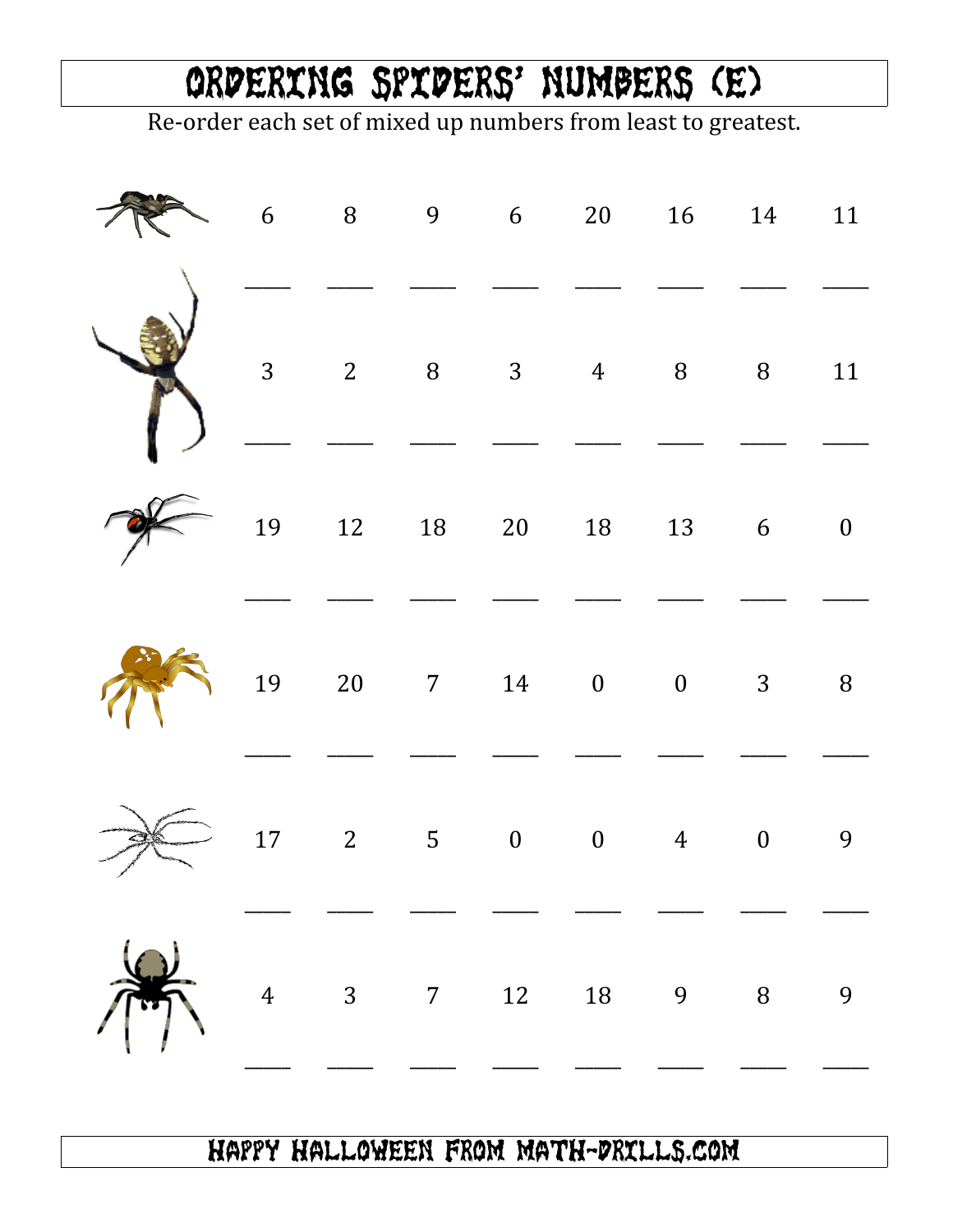# ORDERING SPIDERS' NUMBERS (E)

Re-order each set of mixed up numbers from least to greatest.

6 8 9 6 20 16 14 11

____ ____ ____ ____ ____ ____ ____ ____

3 2 8 3 4 8 8 11

____ ____ ____ ____ ____ ____ ____ ____

19 12 18 20 18 13 6 0

____ ____ ____ ____ ____ ____ ____ ____

19 20 7 14 0 0 3 8

____ ____ ____ ____ ____ ____ ____ ____

17 2 5 0 0 4 0 9

____ ____ ____ ____ ____ ____ ____ ____

4 3 7 12 18 9 8 9

____ ____ ____ ____ ____ ____ ____ ____

HAPPY HALLOWEEN FROM MATH-DRILLS.COM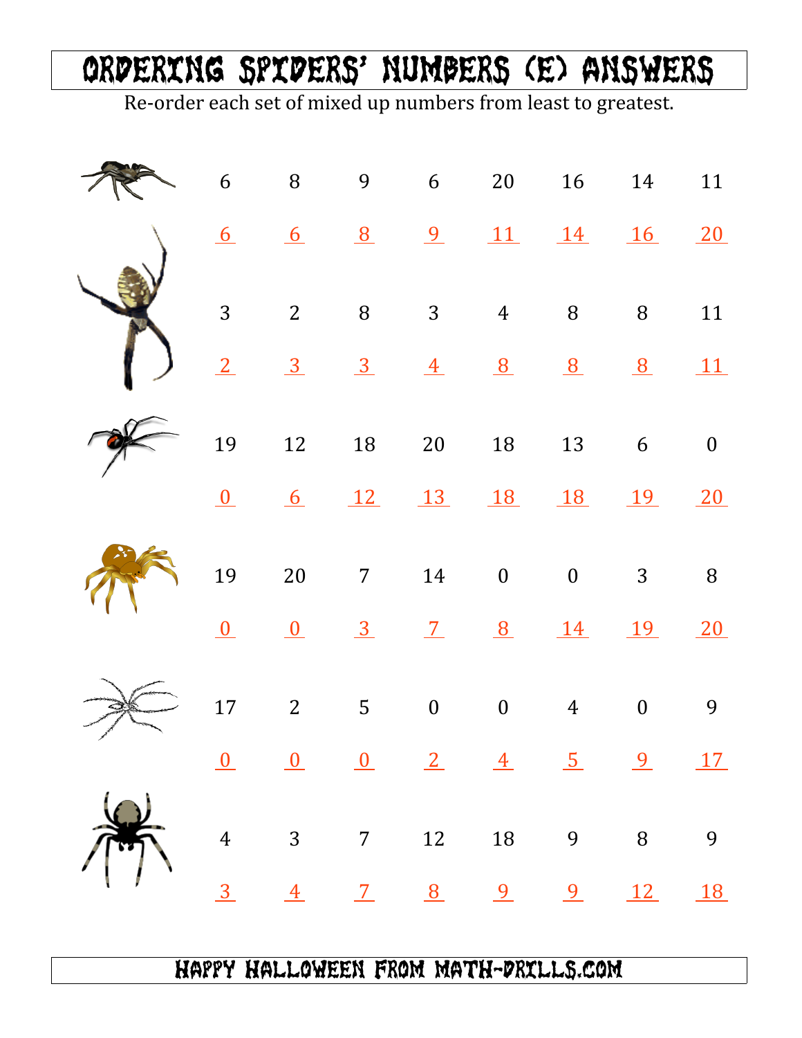# Ordering Spiders' Numbers (E) Answers

Re-order each set of mixed up numbers from least to greatest.

| | | | | | | | |
|---|---|---|---|---|---|---|---|
| 6 | 8 | 9 | 6 | 20 | 16 | 14 | 11 |
| 6 | 6 | 8 | 9 | 11 | 14 | 16 | 20 |
| 3 | 2 | 8 | 3 | 4 | 8 | 8 | 11 |
| 2 | 3 | 3 | 4 | 8 | 8 | 8 | 11 |
| 19 | 12 | 18 | 20 | 18 | 13 | 6 | 0 |
| 0 | 6 | 12 | 13 | 18 | 18 | 19 | 20 |
| 19 | 20 | 7 | 14 | 0 | 0 | 3 | 8 |
| 0 | 0 | 3 | 7 | 8 | 14 | 19 | 20 |
| 17 | 2 | 5 | 0 | 0 | 4 | 0 | 9 |
| 0 | 0 | 0 | 2 | 4 | 5 | 9 | 17 |
| 4 | 3 | 7 | 12 | 18 | 9 | 8 | 9 |
| 3 | 4 | 7 | 8 | 9 | 9 | 12 | 18 |

Happy Halloween from Math-Drills.com